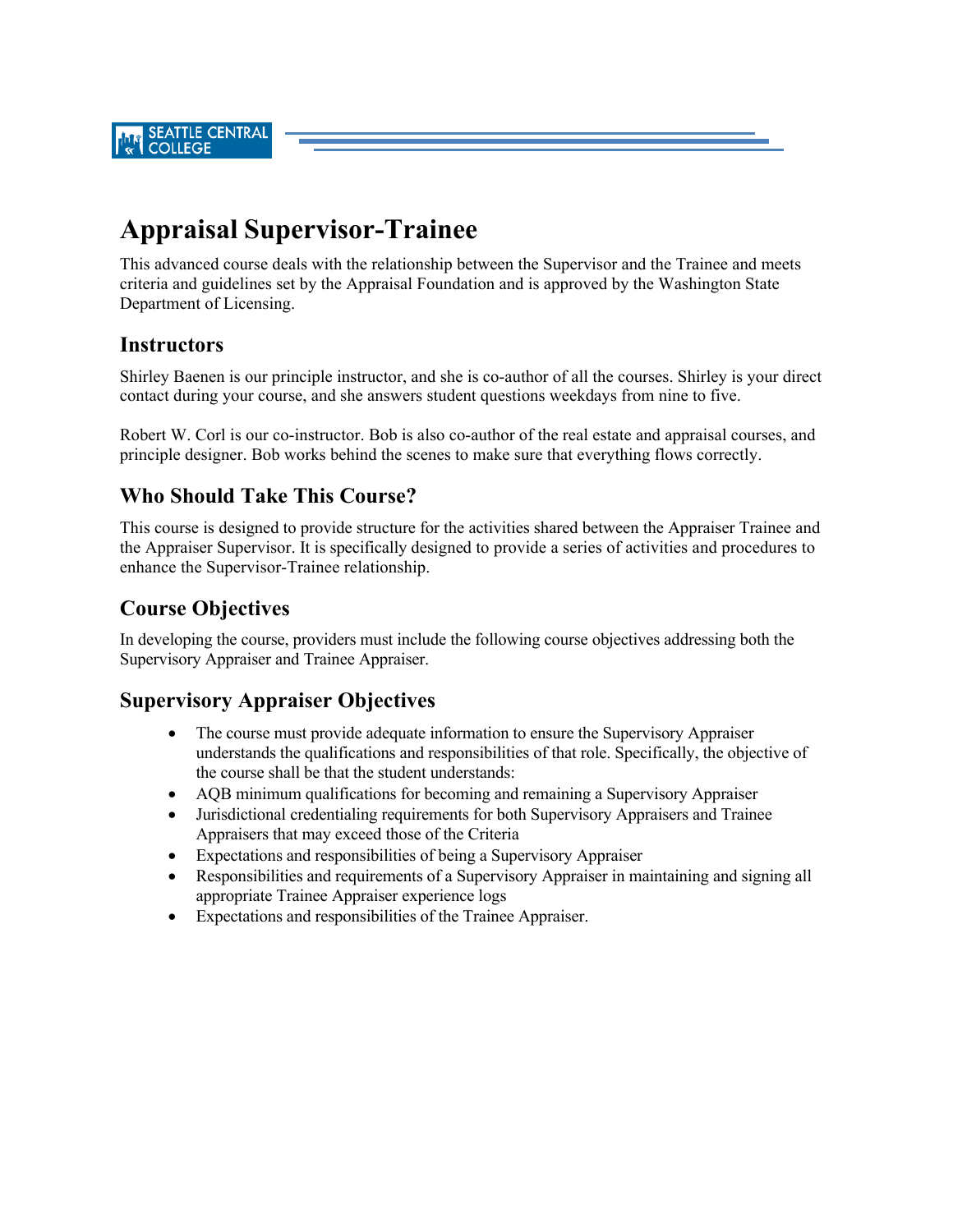SEATTLE CENTRAL COLLEGE

# Appraisal Supervisor-Trainee

This advanced course deals with the relationship between the Supervisor and the Trainee and meets criteria and guidelines set by the Appraisal Foundation and is approved by the Washington State Department of Licensing.

## Instructors

Shirley Baenen is our principle instructor, and she is co-author of all the courses. Shirley is your direct contact during your course, and she answers student questions weekdays from nine to five.

Robert W. Corl is our co-instructor. Bob is also co-author of the real estate and appraisal courses, and principle designer. Bob works behind the scenes to make sure that everything flows correctly.

## Who Should Take This Course?

This course is designed to provide structure for the activities shared between the Appraiser Trainee and the Appraiser Supervisor. It is specifically designed to provide a series of activities and procedures to enhance the Supervisor-Trainee relationship.

## Course Objectives

In developing the course, providers must include the following course objectives addressing both the Supervisory Appraiser and Trainee Appraiser.

## Supervisory Appraiser Objectives

- The course must provide adequate information to ensure the Supervisory Appraiser understands the qualifications and responsibilities of that role. Specifically, the objective of the course shall be that the student understands:
- AQB minimum qualifications for becoming and remaining a Supervisory Appraiser
- Jurisdictional credentialing requirements for both Supervisory Appraisers and Trainee Appraisers that may exceed those of the Criteria
- Expectations and responsibilities of being a Supervisory Appraiser
- Responsibilities and requirements of a Supervisory Appraiser in maintaining and signing all appropriate Trainee Appraiser experience logs
- Expectations and responsibilities of the Trainee Appraiser.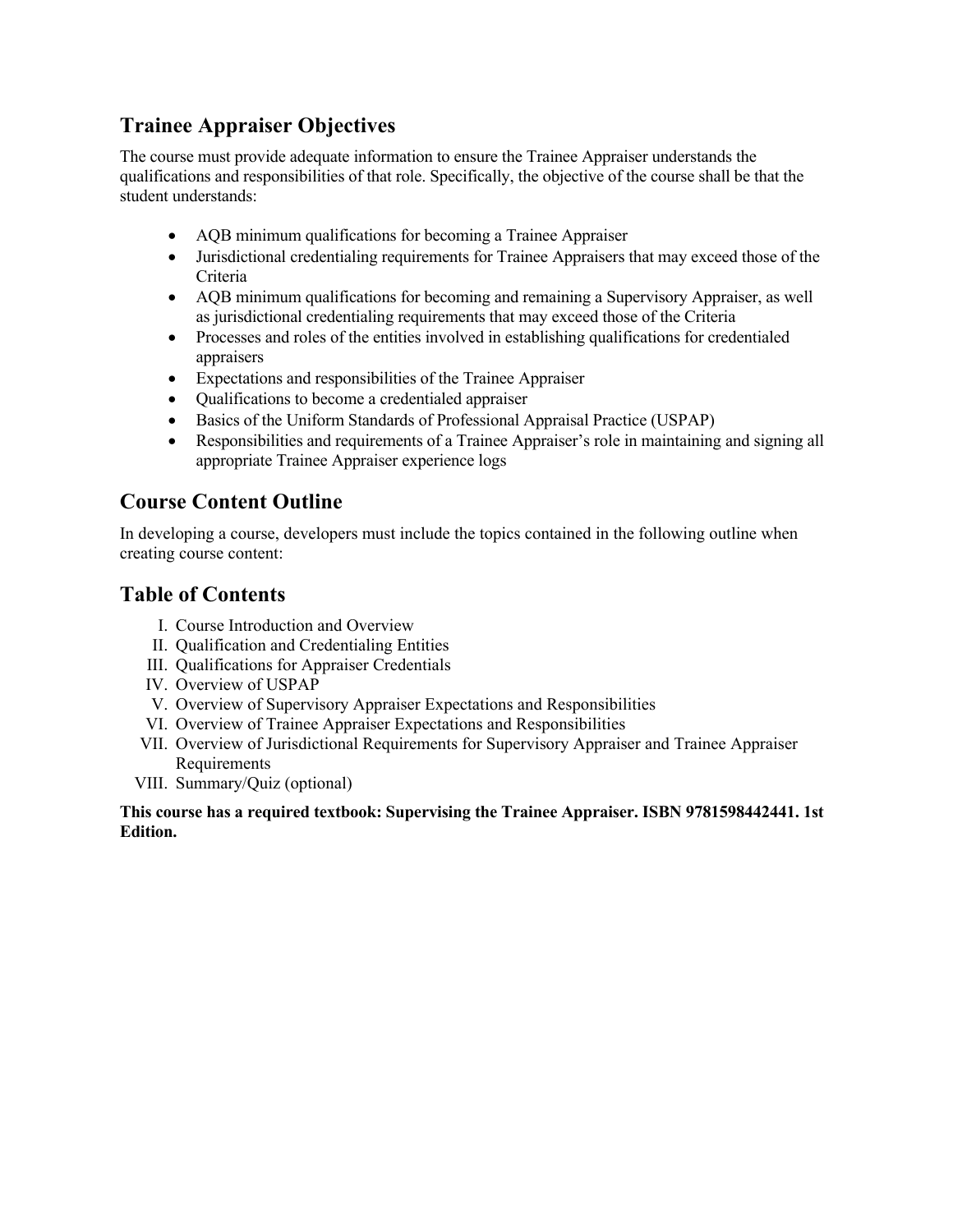## Trainee Appraiser Objectives

The course must provide adequate information to ensure the Trainee Appraiser understands the qualifications and responsibilities of that role. Specifically, the objective of the course shall be that the student understands:

- AQB minimum qualifications for becoming a Trainee Appraiser
- Jurisdictional credentialing requirements for Trainee Appraisers that may exceed those of the Criteria
- AQB minimum qualifications for becoming and remaining a Supervisory Appraiser, as well as jurisdictional credentialing requirements that may exceed those of the Criteria
- Processes and roles of the entities involved in establishing qualifications for credentialed appraisers
- Expectations and responsibilities of the Trainee Appraiser
- Qualifications to become a credentialed appraiser
- Basics of the Uniform Standards of Professional Appraisal Practice (USPAP)
- Responsibilities and requirements of a Trainee Appraiser's role in maintaining and signing all appropriate Trainee Appraiser experience logs

## Course Content Outline

In developing a course, developers must include the topics contained in the following outline when creating course content:

## Table of Contents

I. Course Introduction and Overview
II. Qualification and Credentialing Entities
III. Qualifications for Appraiser Credentials
IV. Overview of USPAP
V. Overview of Supervisory Appraiser Expectations and Responsibilities
VI. Overview of Trainee Appraiser Expectations and Responsibilities
VII. Overview of Jurisdictional Requirements for Supervisory Appraiser and Trainee Appraiser Requirements
VIII. Summary/Quiz (optional)

**This course has a required textbook: Supervising the Trainee Appraiser. ISBN 9781598442441. 1st Edition.**